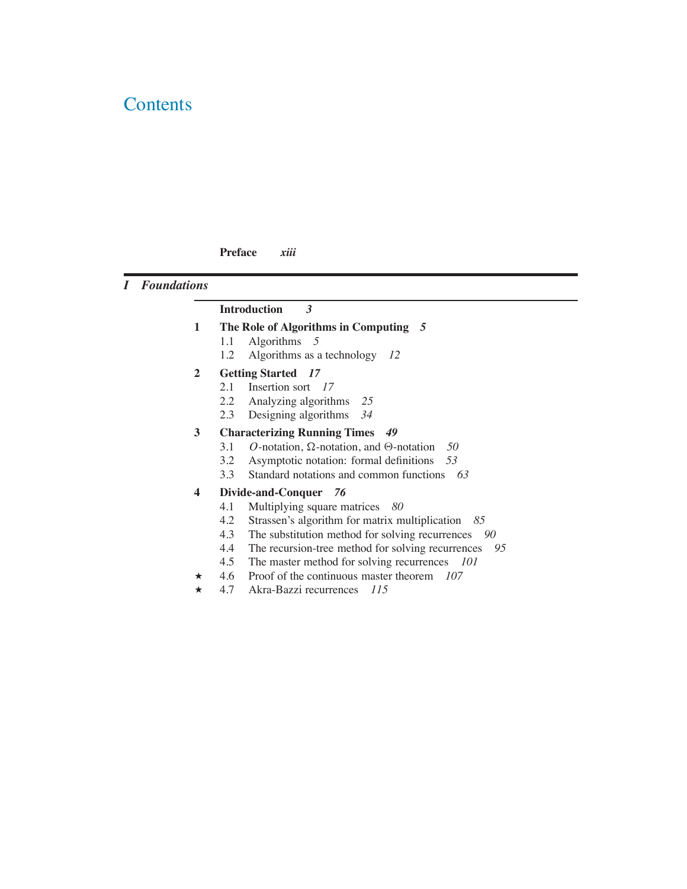# Contents

**Preface** *xiii*

## I *Foundations*

**Introduction** ***3***

**1 The Role of Algorithms in Computing** ***5***

- 1.1 Algorithms *5*
- 1.2 Algorithms as a technology *12*

**2 Getting Started** ***17***

- 2.1 Insertion sort *17*
- 2.2 Analyzing algorithms *25*
- 2.3 Designing algorithms *34*

**3 Characterizing Running Times** ***49***

- 3.1 $O$-notation, $\Omega$-notation, and $\Theta$-notation *50*
- 3.2 Asymptotic notation: formal definitions *53*
- 3.3 Standard notations and common functions *63*

**4 Divide-and-Conquer** ***76***

- 4.1 Multiplying square matrices *80*
- 4.2 Strassen's algorithm for matrix multiplication *85*
- 4.3 The substitution method for solving recurrences *90*
- 4.4 The recursion-tree method for solving recurrences *95*
- 4.5 The master method for solving recurrences *101*
- ★ 4.6 Proof of the continuous master theorem *107*
- ★ 4.7 Akra-Bazzi recurrences *115*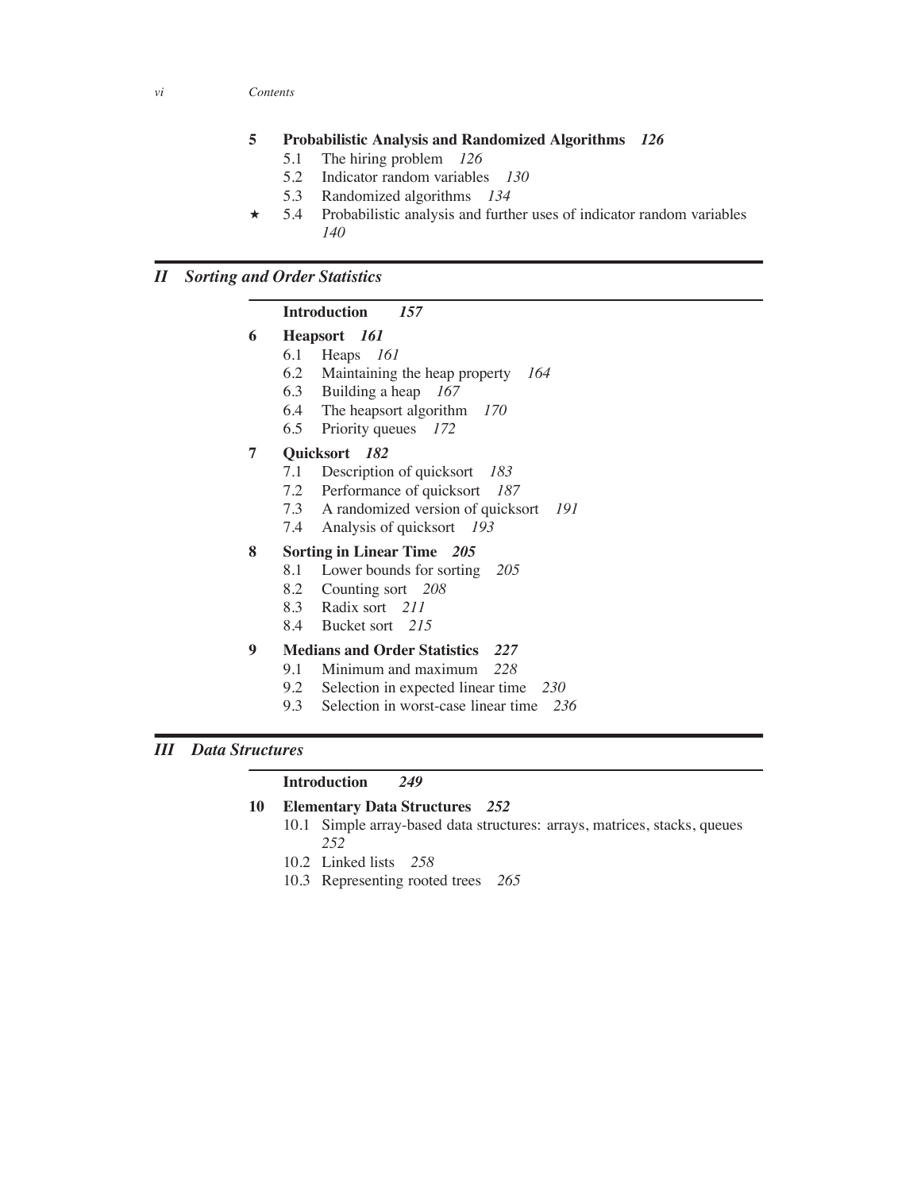**5 Probabilistic Analysis and Randomized Algorithms** *126*

- 5.1 The hiring problem *126*
- 5.2 Indicator random variables *130*
- 5.3 Randomized algorithms *134*
- ★ 5.4 Probabilistic analysis and further uses of indicator random variables *140*

## II Sorting and Order Statistics

**Introduction** *157*

**6 Heapsort** *161*

- 6.1 Heaps *161*
- 6.2 Maintaining the heap property *164*
- 6.3 Building a heap *167*
- 6.4 The heapsort algorithm *170*
- 6.5 Priority queues *172*

**7 Quicksort** *182*

- 7.1 Description of quicksort *183*
- 7.2 Performance of quicksort *187*
- 7.3 A randomized version of quicksort *191*
- 7.4 Analysis of quicksort *193*

**8 Sorting in Linear Time** *205*

- 8.1 Lower bounds for sorting *205*
- 8.2 Counting sort *208*
- 8.3 Radix sort *211*
- 8.4 Bucket sort *215*

**9 Medians and Order Statistics** *227*

- 9.1 Minimum and maximum *228*
- 9.2 Selection in expected linear time *230*
- 9.3 Selection in worst-case linear time *236*

## III Data Structures

**Introduction** *249*

**10 Elementary Data Structures** *252*

- 10.1 Simple array-based data structures: arrays, matrices, stacks, queues *252*
- 10.2 Linked lists *258*
- 10.3 Representing rooted trees *265*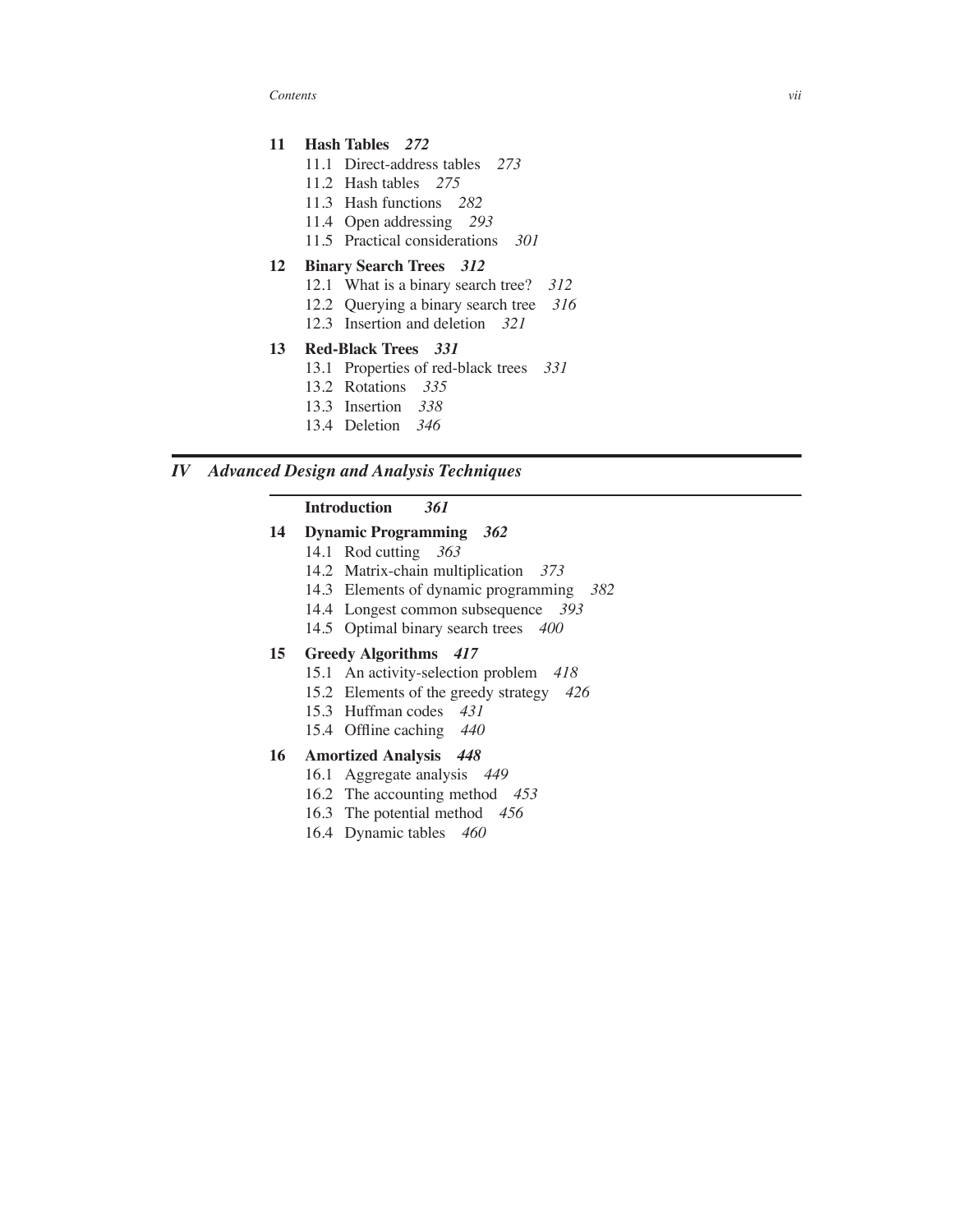**11 Hash Tables** ***272***

- 11.1 Direct-address tables *273*
- 11.2 Hash tables *275*
- 11.3 Hash functions *282*
- 11.4 Open addressing *293*
- 11.5 Practical considerations *301*

**12 Binary Search Trees** ***312***

- 12.1 What is a binary search tree? *312*
- 12.2 Querying a binary search tree *316*
- 12.3 Insertion and deletion *321*

**13 Red-Black Trees** ***331***

- 13.1 Properties of red-black trees *331*
- 13.2 Rotations *335*
- 13.3 Insertion *338*
- 13.4 Deletion *346*

## *IV Advanced Design and Analysis Techniques*

**Introduction** ***361***

**14 Dynamic Programming** ***362***

- 14.1 Rod cutting *363*
- 14.2 Matrix-chain multiplication *373*
- 14.3 Elements of dynamic programming *382*
- 14.4 Longest common subsequence *393*
- 14.5 Optimal binary search trees *400*

**15 Greedy Algorithms** ***417***

- 15.1 An activity-selection problem *418*
- 15.2 Elements of the greedy strategy *426*
- 15.3 Huffman codes *431*
- 15.4 Offline caching *440*

**16 Amortized Analysis** ***448***

- 16.1 Aggregate analysis *449*
- 16.2 The accounting method *453*
- 16.3 The potential method *456*
- 16.4 Dynamic tables *460*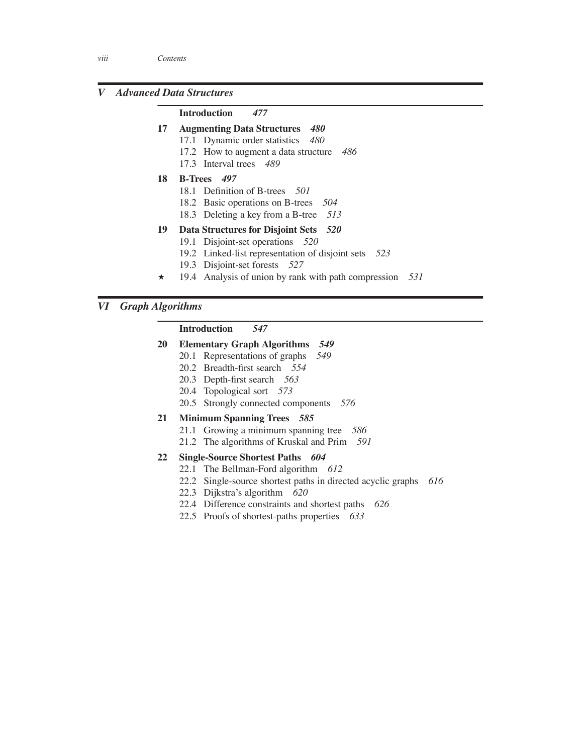## *V Advanced Data Structures*

**Introduction** ***477***

**17 Augmenting Data Structures** ***480***
- 17.1 Dynamic order statistics *480*
- 17.2 How to augment a data structure *486*
- 17.3 Interval trees *489*

**18 B-Trees** ***497***
- 18.1 Definition of B-trees *501*
- 18.2 Basic operations on B-trees *504*
- 18.3 Deleting a key from a B-tree *513*

**19 Data Structures for Disjoint Sets** ***520***
- 19.1 Disjoint-set operations *520*
- 19.2 Linked-list representation of disjoint sets *523*
- 19.3 Disjoint-set forests *527*
- ⋆ 19.4 Analysis of union by rank with path compression *531*

## *VI Graph Algorithms*

**Introduction** ***547***

**20 Elementary Graph Algorithms** ***549***
- 20.1 Representations of graphs *549*
- 20.2 Breadth-first search *554*
- 20.3 Depth-first search *563*
- 20.4 Topological sort *573*
- 20.5 Strongly connected components *576*

**21 Minimum Spanning Trees** ***585***
- 21.1 Growing a minimum spanning tree *586*
- 21.2 The algorithms of Kruskal and Prim *591*

**22 Single-Source Shortest Paths** ***604***
- 22.1 The Bellman-Ford algorithm *612*
- 22.2 Single-source shortest paths in directed acyclic graphs *616*
- 22.3 Dijkstra's algorithm *620*
- 22.4 Difference constraints and shortest paths *626*
- 22.5 Proofs of shortest-paths properties *633*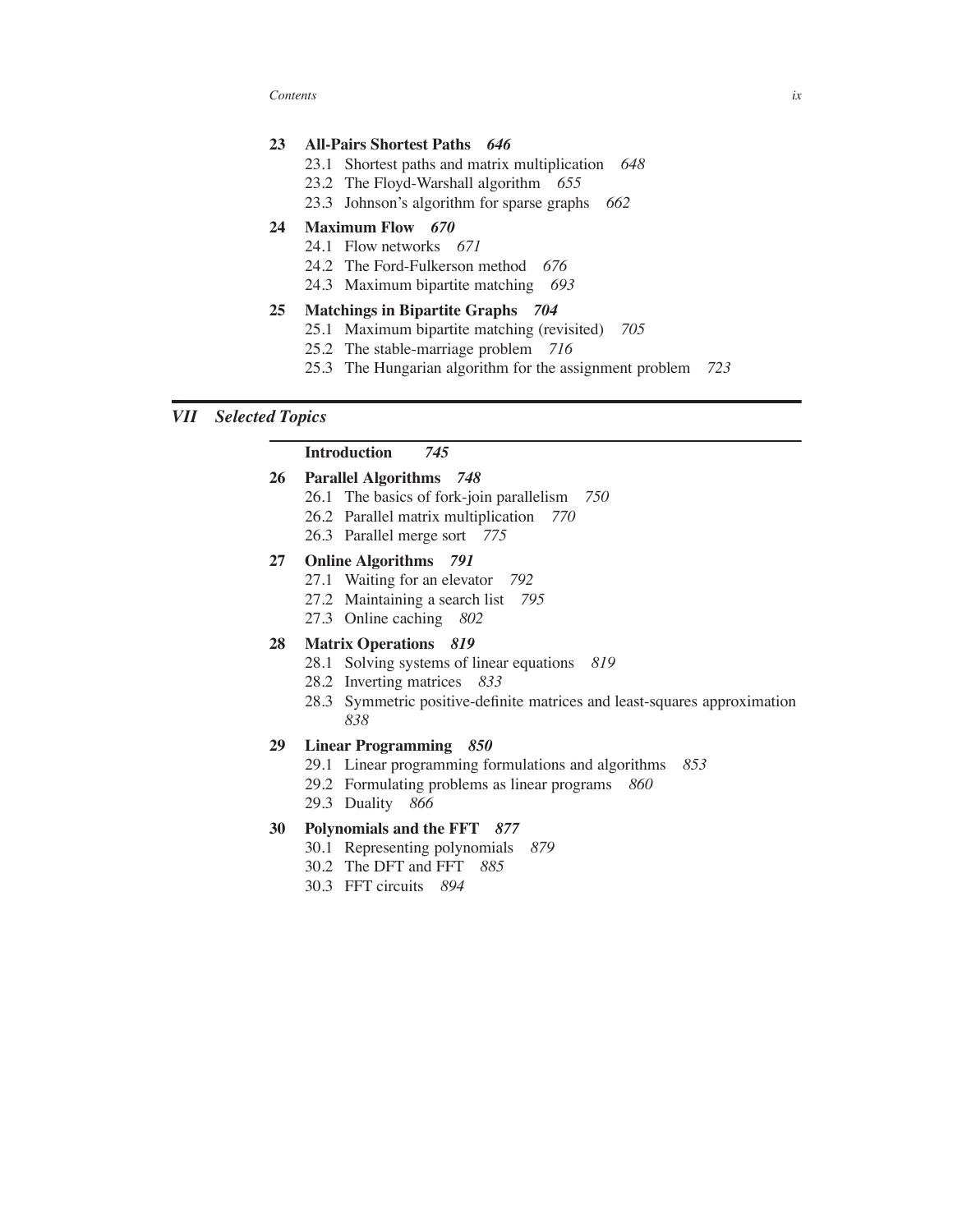**23 All-Pairs Shortest Paths** *646*

- 23.1 Shortest paths and matrix multiplication *648*
- 23.2 The Floyd-Warshall algorithm *655*
- 23.3 Johnson's algorithm for sparse graphs *662*

**24 Maximum Flow** *670*

- 24.1 Flow networks *671*
- 24.2 The Ford-Fulkerson method *676*
- 24.3 Maximum bipartite matching *693*

**25 Matchings in Bipartite Graphs** *704*

- 25.1 Maximum bipartite matching (revisited) *705*
- 25.2 The stable-marriage problem *716*
- 25.3 The Hungarian algorithm for the assignment problem *723*

## *VII Selected Topics*

**Introduction** *745*

**26 Parallel Algorithms** *748*

- 26.1 The basics of fork-join parallelism *750*
- 26.2 Parallel matrix multiplication *770*
- 26.3 Parallel merge sort *775*

**27 Online Algorithms** *791*

- 27.1 Waiting for an elevator *792*
- 27.2 Maintaining a search list *795*
- 27.3 Online caching *802*

**28 Matrix Operations** *819*

- 28.1 Solving systems of linear equations *819*
- 28.2 Inverting matrices *833*
- 28.3 Symmetric positive-definite matrices and least-squares approximation *838*

**29 Linear Programming** *850*

- 29.1 Linear programming formulations and algorithms *853*
- 29.2 Formulating problems as linear programs *860*
- 29.3 Duality *866*

**30 Polynomials and the FFT** *877*

- 30.1 Representing polynomials *879*
- 30.2 The DFT and FFT *885*
- 30.3 FFT circuits *894*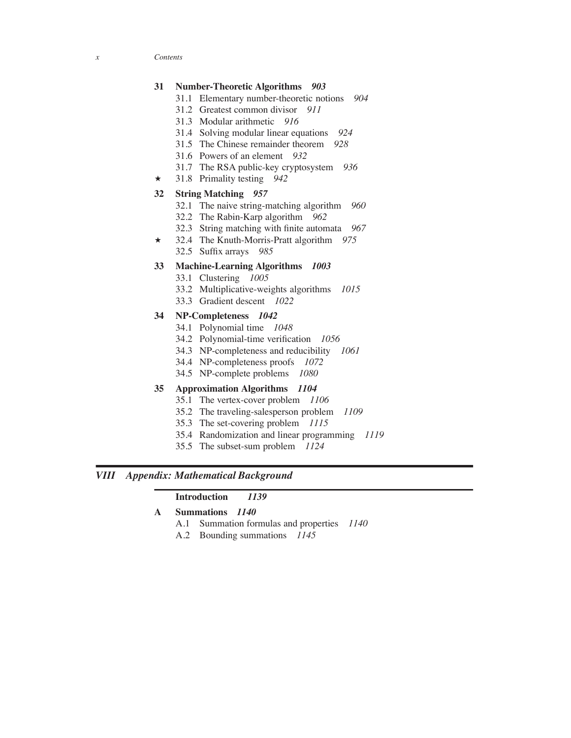**31 Number-Theoretic Algorithms** *903*

- 31.1 Elementary number-theoretic notions *904*
- 31.2 Greatest common divisor *911*
- 31.3 Modular arithmetic *916*
- 31.4 Solving modular linear equations *924*
- 31.5 The Chinese remainder theorem *928*
- 31.6 Powers of an element *932*
- 31.7 The RSA public-key cryptosystem *936*
- ★ 31.8 Primality testing *942*

**32 String Matching** *957*

- 32.1 The naive string-matching algorithm *960*
- 32.2 The Rabin-Karp algorithm *962*
- 32.3 String matching with finite automata *967*
- ★ 32.4 The Knuth-Morris-Pratt algorithm *975*
- 32.5 Suffix arrays *985*

**33 Machine-Learning Algorithms** *1003*

- 33.1 Clustering *1005*
- 33.2 Multiplicative-weights algorithms *1015*
- 33.3 Gradient descent *1022*

**34 NP-Completeness** *1042*

- 34.1 Polynomial time *1048*
- 34.2 Polynomial-time verification *1056*
- 34.3 NP-completeness and reducibility *1061*
- 34.4 NP-completeness proofs *1072*
- 34.5 NP-complete problems *1080*

**35 Approximation Algorithms** *1104*

- 35.1 The vertex-cover problem *1106*
- 35.2 The traveling-salesperson problem *1109*
- 35.3 The set-covering problem *1115*
- 35.4 Randomization and linear programming *1119*
- 35.5 The subset-sum problem *1124*

## *VIII Appendix: Mathematical Background*

**Introduction** *1139*

**A Summations** *1140*

- A.1 Summation formulas and properties *1140*
- A.2 Bounding summations *1145*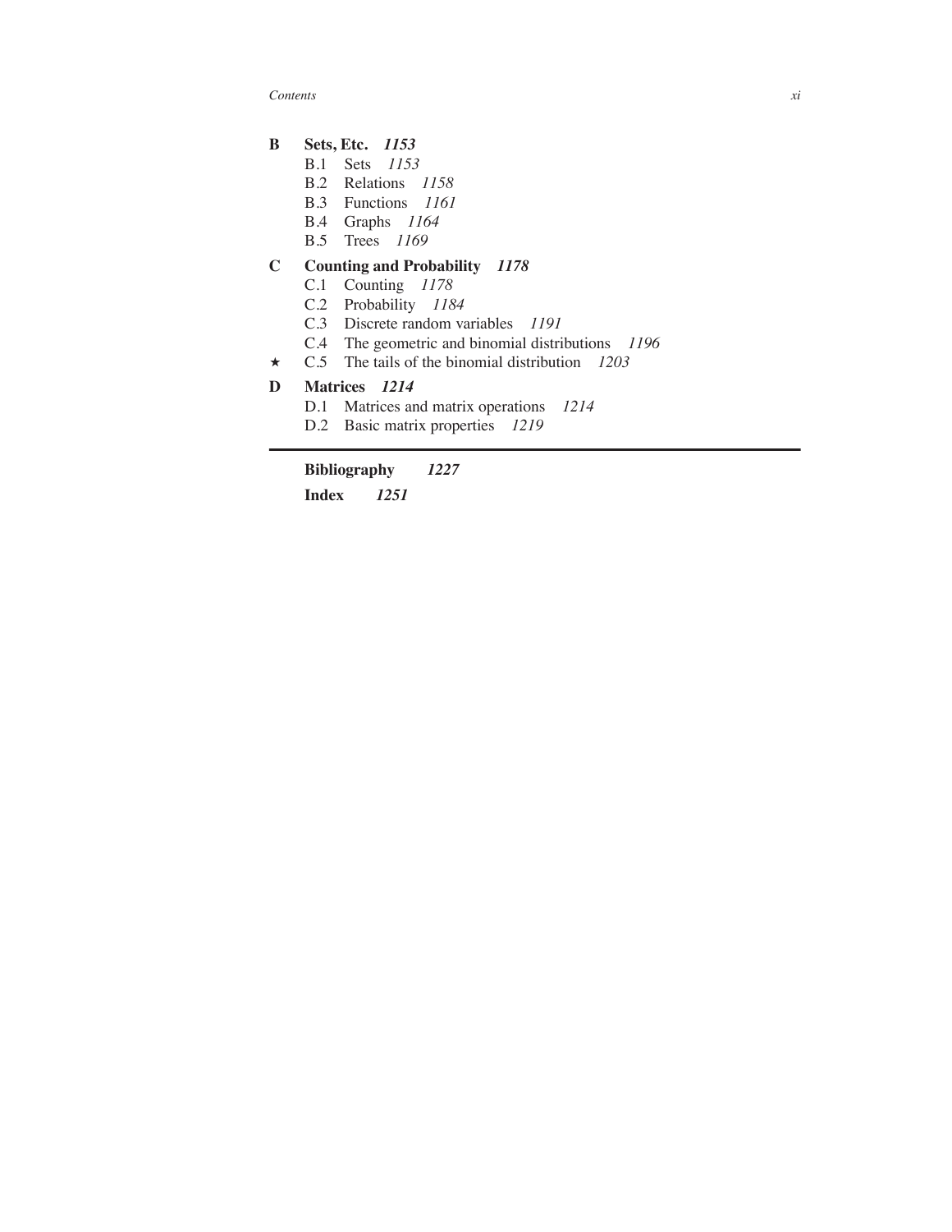**B Sets, Etc.** ***1153***

- B.1 Sets *1153*
- B.2 Relations *1158*
- B.3 Functions *1161*
- B.4 Graphs *1164*
- B.5 Trees *1169*

**C Counting and Probability** ***1178***

- C.1 Counting *1178*
- C.2 Probability *1184*
- C.3 Discrete random variables *1191*
- C.4 The geometric and binomial distributions *1196*
- ★ C.5 The tails of the binomial distribution *1203*

**D Matrices** ***1214***

- D.1 Matrices and matrix operations *1214*
- D.2 Basic matrix properties *1219*

---

**Bibliography** ***1227***

**Index** ***1251***